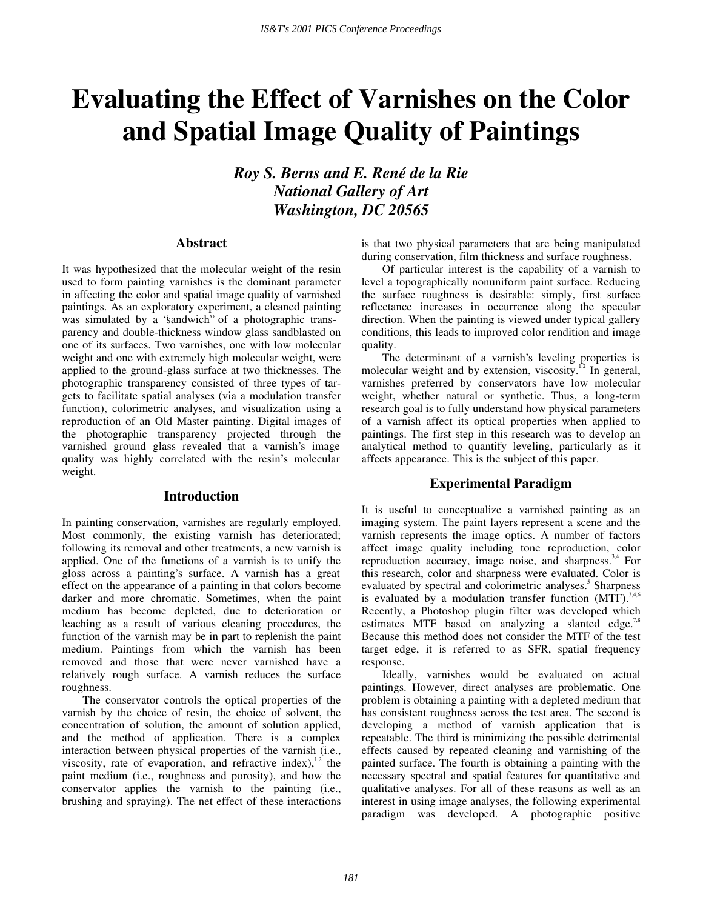# Evaluating the Effect of Varnishes on the Color and Spatial Image Quality of Paintings

***Roy S. Berns and E. René de la Rie***
***National Gallery of Art***
***Washington, DC 20565***

## Abstract

It was hypothesized that the molecular weight of the resin used to form painting varnishes is the dominant parameter in affecting the color and spatial image quality of varnished paintings. As an exploratory experiment, a cleaned painting was simulated by a "sandwich" of a photographic transparency and double-thickness window glass sandblasted on one of its surfaces. Two varnishes, one with low molecular weight and one with extremely high molecular weight, were applied to the ground-glass surface at two thicknesses. The photographic transparency consisted of three types of targets to facilitate spatial analyses (via a modulation transfer function), colorimetric analyses, and visualization using a reproduction of an Old Master painting. Digital images of the photographic transparency projected through the varnished ground glass revealed that a varnish's image quality was highly correlated with the resin's molecular weight.

## Introduction

In painting conservation, varnishes are regularly employed. Most commonly, the existing varnish has deteriorated; following its removal and other treatments, a new varnish is applied. One of the functions of a varnish is to unify the gloss across a painting's surface. A varnish has a great effect on the appearance of a painting in that colors become darker and more chromatic. Sometimes, when the paint medium has become depleted, due to deterioration or leaching as a result of various cleaning procedures, the function of the varnish may be in part to replenish the paint medium. Paintings from which the varnish has been removed and those that were never varnished have a relatively rough surface. A varnish reduces the surface roughness.

The conservator controls the optical properties of the varnish by the choice of resin, the choice of solvent, the concentration of solution, the amount of solution applied, and the method of application. There is a complex interaction between physical properties of the varnish (i.e., viscosity, rate of evaporation, and refractive index),[1,2] the paint medium (i.e., roughness and porosity), and how the conservator applies the varnish to the painting (i.e., brushing and spraying). The net effect of these interactions is that two physical parameters that are being manipulated during conservation, film thickness and surface roughness.

Of particular interest is the capability of a varnish to level a topographically nonuniform paint surface. Reducing the surface roughness is desirable: simply, first surface reflectance increases in occurrence along the specular direction. When the painting is viewed under typical gallery conditions, this leads to improved color rendition and image quality.

The determinant of a varnish's leveling properties is molecular weight and by extension, viscosity.[1,2] In general, varnishes preferred by conservators have low molecular weight, whether natural or synthetic. Thus, a long-term research goal is to fully understand how physical parameters of a varnish affect its optical properties when applied to paintings. The first step in this research was to develop an analytical method to quantify leveling, particularly as it affects appearance. This is the subject of this paper.

## Experimental Paradigm

It is useful to conceptualize a varnished painting as an imaging system. The paint layers represent a scene and the varnish represents the image optics. A number of factors affect image quality including tone reproduction, color reproduction accuracy, image noise, and sharpness.[3,4] For this research, color and sharpness were evaluated. Color is evaluated by spectral and colorimetric analyses.[5] Sharpness is evaluated by a modulation transfer function (MTF).[3,4,6] Recently, a Photoshop plugin filter was developed which estimates MTF based on analyzing a slanted edge.[7,8] Because this method does not consider the MTF of the test target edge, it is referred to as SFR, spatial frequency response.

Ideally, varnishes would be evaluated on actual paintings. However, direct analyses are problematic. One problem is obtaining a painting with a depleted medium that has consistent roughness across the test area. The second is developing a method of varnish application that is repeatable. The third is minimizing the possible detrimental effects caused by repeated cleaning and varnishing of the painted surface. The fourth is obtaining a painting with the necessary spectral and spatial features for quantitative and qualitative analyses. For all of these reasons as well as an interest in using image analyses, the following experimental paradigm was developed. A photographic positive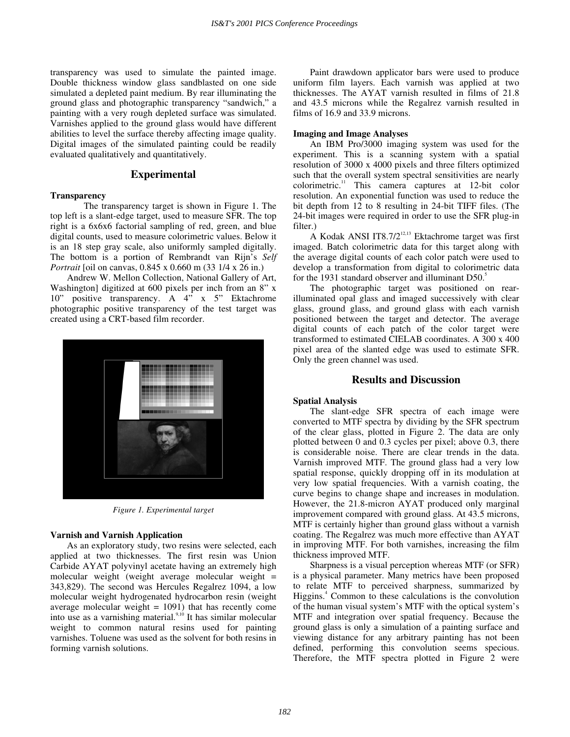transparency was used to simulate the painted image. Double thickness window glass sandblasted on one side simulated a depleted paint medium. By rear illuminating the ground glass and photographic transparency "sandwich," a painting with a very rough depleted surface was simulated. Varnishes applied to the ground glass would have different abilities to level the surface thereby affecting image quality. Digital images of the simulated painting could be readily evaluated qualitatively and quantitatively.

## Experimental

### Transparency

The transparency target is shown in Figure 1. The top left is a slant-edge target, used to measure SFR. The top right is a 6x6x6 factorial sampling of red, green, and blue digital counts, used to measure colorimetric values. Below it is an 18 step gray scale, also uniformly sampled digitally. The bottom is a portion of Rembrandt van Rijn's *Self Portrait* [oil on canvas, 0.845 x 0.660 m (33 1/4 x 26 in.) Andrew W. Mellon Collection, National Gallery of Art, Washington] digitized at 600 pixels per inch from an 8" x 10" positive transparency. A 4" x 5" Ektachrome photographic positive transparency of the test target was created using a CRT-based film recorder.

*Figure 1. Experimental target*

### Varnish and Varnish Application

As an exploratory study, two resins were selected, each applied at two thicknesses. The first resin was Union Carbide AYAT polyvinyl acetate having an extremely high molecular weight (weight average molecular weight = 343,829). The second was Hercules Regalrez 1094, a low molecular weight hydrogenated hydrocarbon resin (weight average molecular weight = 1091) that has recently come into use as a varnishing material.[9,10] It has similar molecular weight to common natural resins used for painting varnishes. Toluene was used as the solvent for both resins in forming varnish solutions.

Paint drawdown applicator bars were used to produce uniform film layers. Each varnish was applied at two thicknesses. The AYAT varnish resulted in films of 21.8 and 43.5 microns while the Regalrez varnish resulted in films of 16.9 and 33.9 microns.

### Imaging and Image Analyses

An IBM Pro/3000 imaging system was used for the experiment. This is a scanning system with a spatial resolution of 3000 x 4000 pixels and three filters optimized such that the overall system spectral sensitivities are nearly colorimetric.[11] This camera captures at 12-bit color resolution. An exponential function was used to reduce the bit depth from 12 to 8 resulting in 24-bit TIFF files. (The 24-bit images were required in order to use the SFR plug-in filter.)

A Kodak ANSI IT8.7/2[12,13] Ektachrome target was first imaged. Batch colorimetric data for this target along with the average digital counts of each color patch were used to develop a transformation from digital to colorimetric data for the 1931 standard observer and illuminant D50.[5]

The photographic target was positioned on rear-illuminated opal glass and imaged successively with clear glass, ground glass, and ground glass with each varnish positioned between the target and detector. The average digital counts of each patch of the color target were transformed to estimated CIELAB coordinates. A 300 x 400 pixel area of the slanted edge was used to estimate SFR. Only the green channel was used.

## Results and Discussion

### Spatial Analysis

The slant-edge SFR spectra of each image were converted to MTF spectra by dividing by the SFR spectrum of the clear glass, plotted in Figure 2. The data are only plotted between 0 and 0.3 cycles per pixel; above 0.3, there is considerable noise. There are clear trends in the data. Varnish improved MTF. The ground glass had a very low spatial response, quickly dropping off in its modulation at very low spatial frequencies. With a varnish coating, the curve begins to change shape and increases in modulation. However, the 21.8-micron AYAT produced only marginal improvement compared with ground glass. At 43.5 microns, MTF is certainly higher than ground glass without a varnish coating. The Regalrez was much more effective than AYAT in improving MTF. For both varnishes, increasing the film thickness improved MTF.

Sharpness is a visual perception whereas MTF (or SFR) is a physical parameter. Many metrics have been proposed to relate MTF to perceived sharpness, summarized by Higgins.[4] Common to these calculations is the convolution of the human visual system's MTF with the optical system's MTF and integration over spatial frequency. Because the ground glass is only a simulation of a painting surface and viewing distance for any arbitrary painting has not been defined, performing this convolution seems specious. Therefore, the MTF spectra plotted in Figure 2 were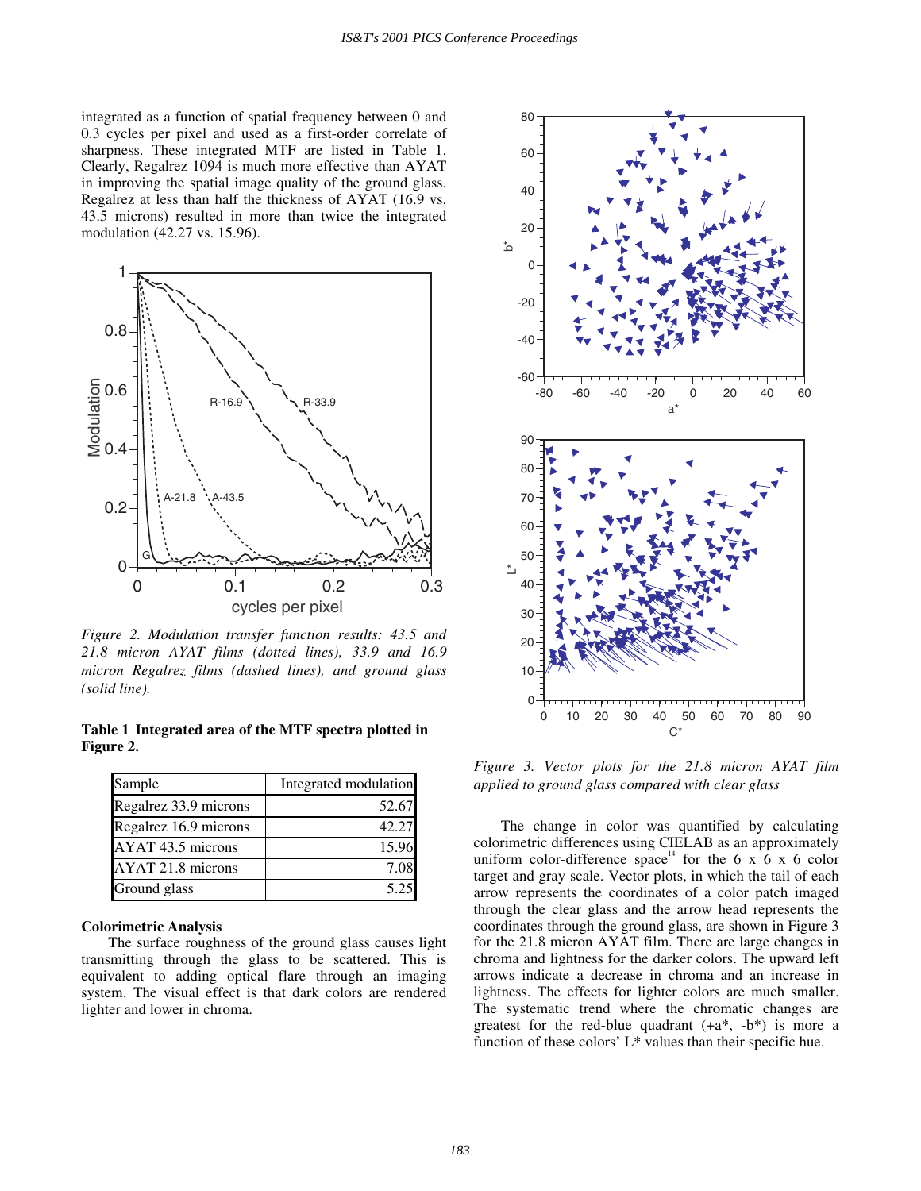integrated as a function of spatial frequency between 0 and 0.3 cycles per pixel and used as a first-order correlate of sharpness. These integrated MTF are listed in Table 1. Clearly, Regalrez 1094 is much more effective than AYAT in improving the spatial image quality of the ground glass. Regalrez at less than half the thickness of AYAT (16.9 vs. 43.5 microns) resulted in more than twice the integrated modulation (42.27 vs. 15.96).

*Figure 2. Modulation transfer function results: 43.5 and 21.8 micron AYAT films (dotted lines), 33.9 and 16.9 micron Regalrez films (dashed lines), and ground glass (solid line).*

**Table 1 Integrated area of the MTF spectra plotted in Figure 2.**

| Sample | Integrated modulation |
|---|---|
| Regalrez 33.9 microns | 52.67 |
| Regalrez 16.9 microns | 42.27 |
| AYAT 43.5 microns | 15.96 |
| AYAT 21.8 microns | 7.08 |
| Ground glass | 5.25 |

### Colorimetric Analysis

The surface roughness of the ground glass causes light transmitting through the glass to be scattered. This is equivalent to adding optical flare through an imaging system. The visual effect is that dark colors are rendered lighter and lower in chroma.

*Figure 3. Vector plots for the 21.8 micron AYAT film applied to ground glass compared with clear glass*

The change in color was quantified by calculating colorimetric differences using CIELAB as an approximately uniform color-difference space[14] for the 6 x 6 x 6 color target and gray scale. Vector plots, in which the tail of each arrow represents the coordinates of a color patch imaged through the clear glass and the arrow head represents the coordinates through the ground glass, are shown in Figure 3 for the 21.8 micron AYAT film. There are large changes in chroma and lightness for the darker colors. The upward left arrows indicate a decrease in chroma and an increase in lightness. The effects for lighter colors are much smaller. The systematic trend where the chromatic changes are greatest for the red-blue quadrant (+a*, -b*) is more a function of these colors' L* values than their specific hue.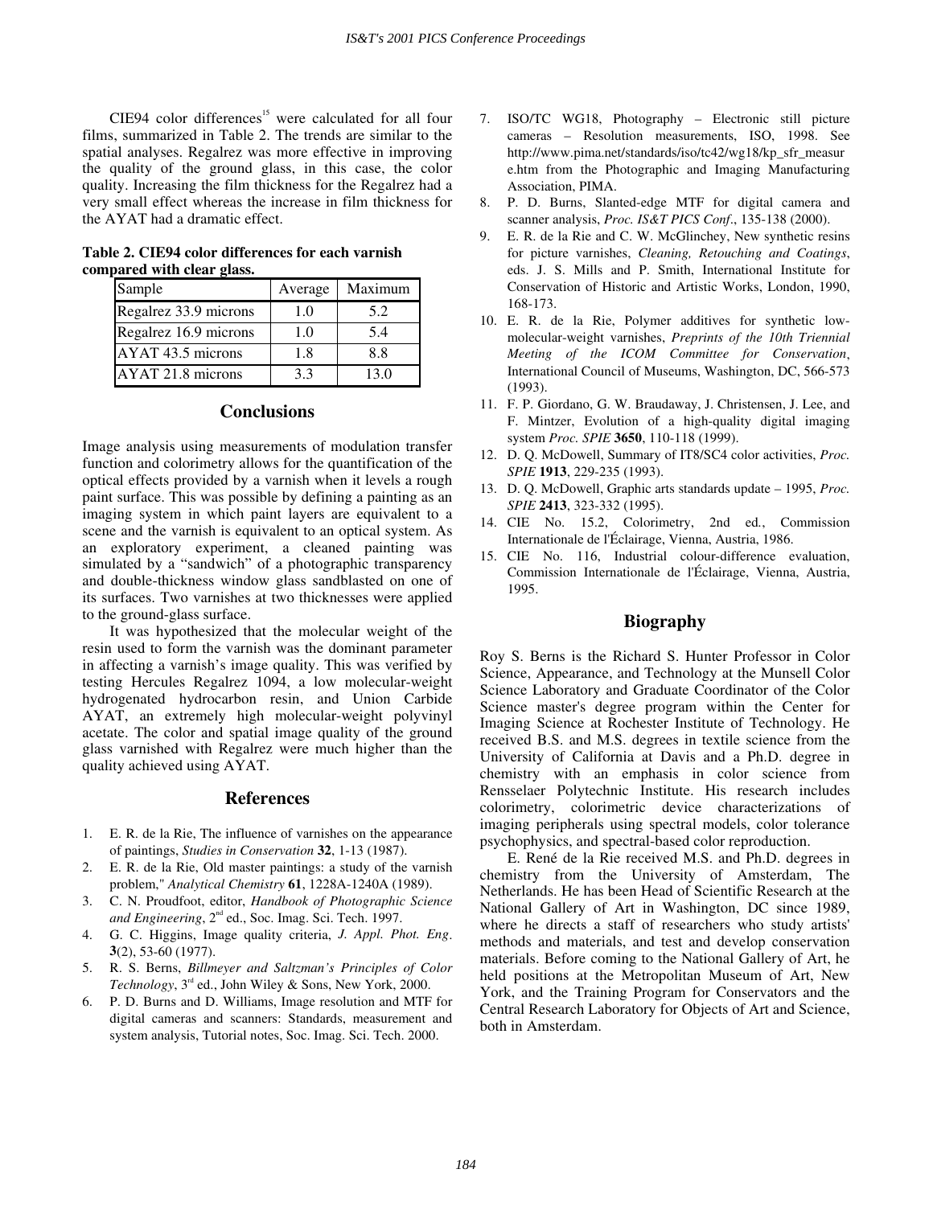CIE94 color differences[15] were calculated for all four films, summarized in Table 2. The trends are similar to the spatial analyses. Regalrez was more effective in improving the quality of the ground glass, in this case, the color quality. Increasing the film thickness for the Regalrez had a very small effect whereas the increase in film thickness for the AYAT had a dramatic effect.

**Table 2. CIE94 color differences for each varnish compared with clear glass.**

| Sample | Average | Maximum |
|---|---|---|
| Regalrez 33.9 microns | 1.0 | 5.2 |
| Regalrez 16.9 microns | 1.0 | 5.4 |
| AYAT 43.5 microns | 1.8 | 8.8 |
| AYAT 21.8 microns | 3.3 | 13.0 |

## Conclusions

Image analysis using measurements of modulation transfer function and colorimetry allows for the quantification of the optical effects provided by a varnish when it levels a rough paint surface. This was possible by defining a painting as an imaging system in which paint layers are equivalent to a scene and the varnish is equivalent to an optical system. As an exploratory experiment, a cleaned painting was simulated by a "sandwich" of a photographic transparency and double-thickness window glass sandblasted on one of its surfaces. Two varnishes at two thicknesses were applied to the ground-glass surface.

It was hypothesized that the molecular weight of the resin used to form the varnish was the dominant parameter in affecting a varnish's image quality. This was verified by testing Hercules Regalrez 1094, a low molecular-weight hydrogenated hydrocarbon resin, and Union Carbide AYAT, an extremely high molecular-weight polyvinyl acetate. The color and spatial image quality of the ground glass varnished with Regalrez were much higher than the quality achieved using AYAT.

## References

1. E. R. de la Rie, The influence of varnishes on the appearance of paintings, *Studies in Conservation* **32**, 1-13 (1987).
2. E. R. de la Rie, Old master paintings: a study of the varnish problem," *Analytical Chemistry* **61**, 1228A-1240A (1989).
3. C. N. Proudfoot, editor, *Handbook of Photographic Science and Engineering*, 2nd ed., Soc. Imag. Sci. Tech. 1997.
4. G. C. Higgins, Image quality criteria, *J. Appl. Phot. Eng*. **3**(2), 53-60 (1977).
5. R. S. Berns, *Billmeyer and Saltzman's Principles of Color Technology*, 3rd ed., John Wiley & Sons, New York, 2000.
6. P. D. Burns and D. Williams, Image resolution and MTF for digital cameras and scanners: Standards, measurement and system analysis, Tutorial notes, Soc. Imag. Sci. Tech. 2000.
7. ISO/TC WG18, Photography – Electronic still picture cameras – Resolution measurements, ISO, 1998. See http://www.pima.net/standards/iso/tc42/wg18/kp_sfr_measure.htm from the Photographic and Imaging Manufacturing Association, PIMA.
8. P. D. Burns, Slanted-edge MTF for digital camera and scanner analysis, *Proc. IS&T PICS Conf*., 135-138 (2000).
9. E. R. de la Rie and C. W. McGlinchey, New synthetic resins for picture varnishes, *Cleaning, Retouching and Coatings*, eds. J. S. Mills and P. Smith, International Institute for Conservation of Historic and Artistic Works, London, 1990, 168-173.
10. E. R. de la Rie, Polymer additives for synthetic low-molecular-weight varnishes, *Preprints of the 10th Triennial Meeting of the ICOM Committee for Conservation*, International Council of Museums, Washington, DC, 566-573 (1993).
11. F. P. Giordano, G. W. Braudaway, J. Christensen, J. Lee, and F. Mintzer, Evolution of a high-quality digital imaging system *Proc. SPIE* **3650**, 110-118 (1999).
12. D. Q. McDowell, Summary of IT8/SC4 color activities, *Proc. SPIE* **1913**, 229-235 (1993).
13. D. Q. McDowell, Graphic arts standards update – 1995, *Proc. SPIE* **2413**, 323-332 (1995).
14. CIE No. 15.2, Colorimetry, 2nd ed., Commission Internationale de l'Éclairage, Vienna, Austria, 1986.
15. CIE No. 116, Industrial colour-difference evaluation, Commission Internationale de l'Éclairage, Vienna, Austria, 1995.

## Biography

Roy S. Berns is the Richard S. Hunter Professor in Color Science, Appearance, and Technology at the Munsell Color Science Laboratory and Graduate Coordinator of the Color Science master's degree program within the Center for Imaging Science at Rochester Institute of Technology. He received B.S. and M.S. degrees in textile science from the University of California at Davis and a Ph.D. degree in chemistry with an emphasis in color science from Rensselaer Polytechnic Institute. His research includes colorimetry, colorimetric device characterizations of imaging peripherals using spectral models, color tolerance psychophysics, and spectral-based color reproduction.

E. René de la Rie received M.S. and Ph.D. degrees in chemistry from the University of Amsterdam, The Netherlands. He has been Head of Scientific Research at the National Gallery of Art in Washington, DC since 1989, where he directs a staff of researchers who study artists' methods and materials, and test and develop conservation materials. Before coming to the National Gallery of Art, he held positions at the Metropolitan Museum of Art, New York, and the Training Program for Conservators and the Central Research Laboratory for Objects of Art and Science, both in Amsterdam.